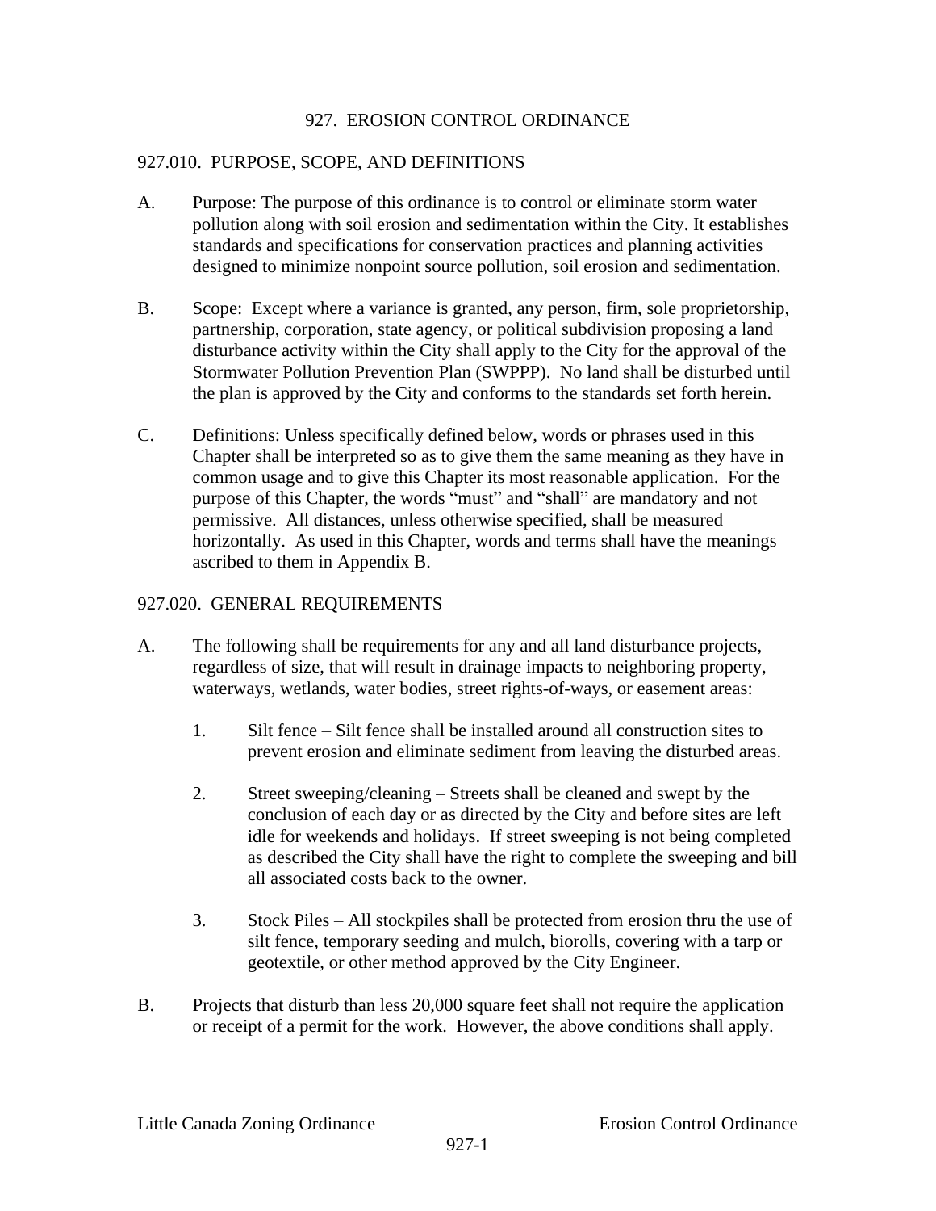# 927. EROSION CONTROL ORDINANCE

## 927.010. PURPOSE, SCOPE, AND DEFINITIONS

A. Purpose: The purpose of this ordinance is to control or eliminate storm water pollution along with soil erosion and sedimentation within the City. It establishes standards and specifications for conservation practices and planning activities designed to minimize nonpoint source pollution, soil erosion and sedimentation.

B. Scope: Except where a variance is granted, any person, firm, sole proprietorship, partnership, corporation, state agency, or political subdivision proposing a land disturbance activity within the City shall apply to the City for the approval of the Stormwater Pollution Prevention Plan (SWPPP). No land shall be disturbed until the plan is approved by the City and conforms to the standards set forth herein.

C. Definitions: Unless specifically defined below, words or phrases used in this Chapter shall be interpreted so as to give them the same meaning as they have in common usage and to give this Chapter its most reasonable application. For the purpose of this Chapter, the words "must" and "shall" are mandatory and not permissive. All distances, unless otherwise specified, shall be measured horizontally. As used in this Chapter, words and terms shall have the meanings ascribed to them in Appendix B.

## 927.020. GENERAL REQUIREMENTS

A. The following shall be requirements for any and all land disturbance projects, regardless of size, that will result in drainage impacts to neighboring property, waterways, wetlands, water bodies, street rights-of-ways, or easement areas:

   1. Silt fence – Silt fence shall be installed around all construction sites to prevent erosion and eliminate sediment from leaving the disturbed areas.

   2. Street sweeping/cleaning – Streets shall be cleaned and swept by the conclusion of each day or as directed by the City and before sites are left idle for weekends and holidays. If street sweeping is not being completed as described the City shall have the right to complete the sweeping and bill all associated costs back to the owner.

   3. Stock Piles – All stockpiles shall be protected from erosion thru the use of silt fence, temporary seeding and mulch, biorolls, covering with a tarp or geotextile, or other method approved by the City Engineer.

B. Projects that disturb than less 20,000 square feet shall not require the application or receipt of a permit for the work. However, the above conditions shall apply.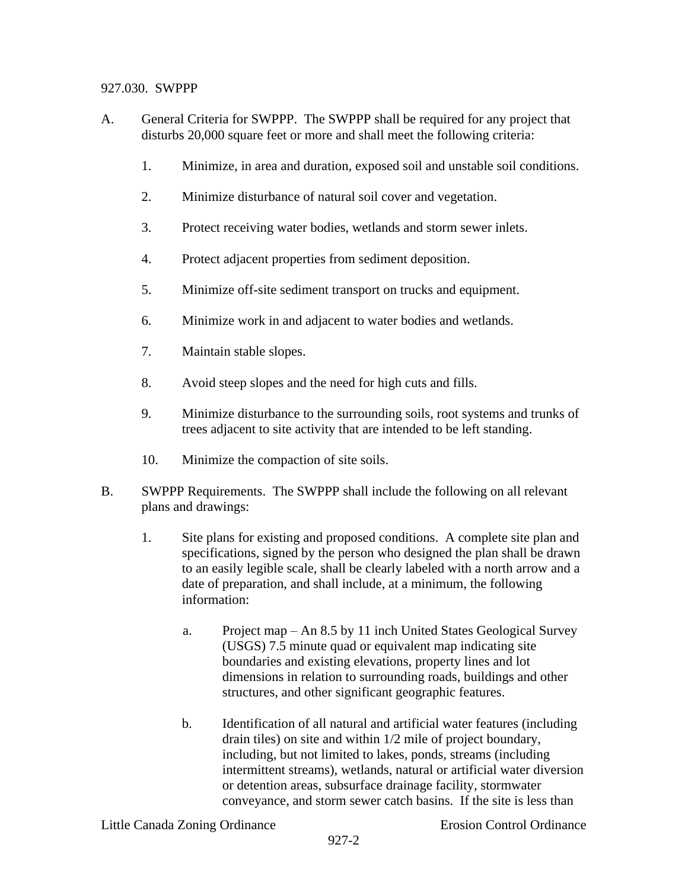927.030. SWPPP

A. General Criteria for SWPPP. The SWPPP shall be required for any project that disturbs 20,000 square feet or more and shall meet the following criteria:

1. Minimize, in area and duration, exposed soil and unstable soil conditions.

2. Minimize disturbance of natural soil cover and vegetation.

3. Protect receiving water bodies, wetlands and storm sewer inlets.

4. Protect adjacent properties from sediment deposition.

5. Minimize off-site sediment transport on trucks and equipment.

6. Minimize work in and adjacent to water bodies and wetlands.

7. Maintain stable slopes.

8. Avoid steep slopes and the need for high cuts and fills.

9. Minimize disturbance to the surrounding soils, root systems and trunks of trees adjacent to site activity that are intended to be left standing.

10. Minimize the compaction of site soils.

B. SWPPP Requirements. The SWPPP shall include the following on all relevant plans and drawings:

1. Site plans for existing and proposed conditions. A complete site plan and specifications, signed by the person who designed the plan shall be drawn to an easily legible scale, shall be clearly labeled with a north arrow and a date of preparation, and shall include, at a minimum, the following information:

   a. Project map – An 8.5 by 11 inch United States Geological Survey (USGS) 7.5 minute quad or equivalent map indicating site boundaries and existing elevations, property lines and lot dimensions in relation to surrounding roads, buildings and other structures, and other significant geographic features.

   b. Identification of all natural and artificial water features (including drain tiles) on site and within 1/2 mile of project boundary, including, but not limited to lakes, ponds, streams (including intermittent streams), wetlands, natural or artificial water diversion or detention areas, subsurface drainage facility, stormwater conveyance, and storm sewer catch basins. If the site is less than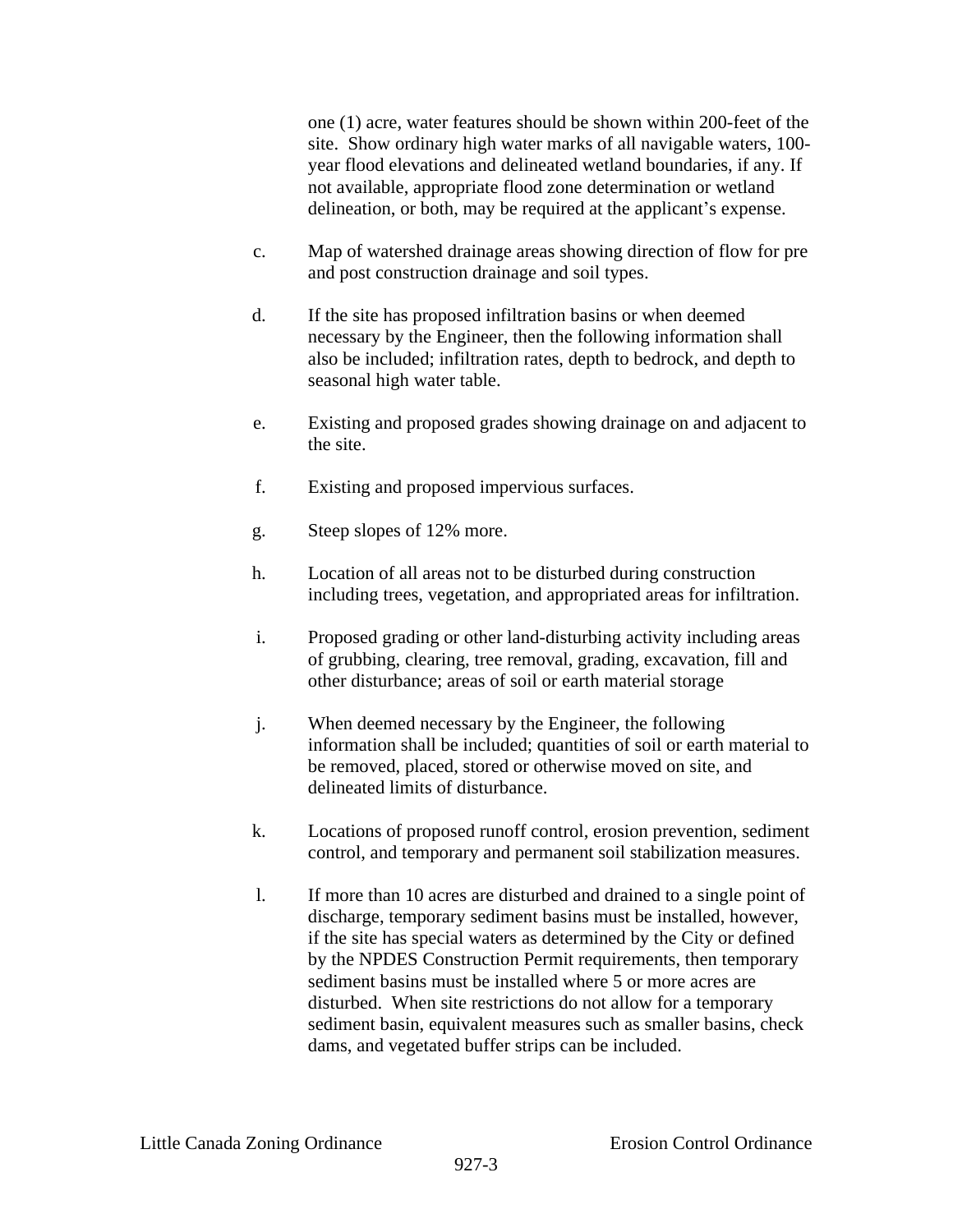one (1) acre, water features should be shown within 200-feet of the site. Show ordinary high water marks of all navigable waters, 100-year flood elevations and delineated wetland boundaries, if any. If not available, appropriate flood zone determination or wetland delineation, or both, may be required at the applicant's expense.

c. Map of watershed drainage areas showing direction of flow for pre and post construction drainage and soil types.

d. If the site has proposed infiltration basins or when deemed necessary by the Engineer, then the following information shall also be included; infiltration rates, depth to bedrock, and depth to seasonal high water table.

e. Existing and proposed grades showing drainage on and adjacent to the site.

f. Existing and proposed impervious surfaces.

g. Steep slopes of 12% more.

h. Location of all areas not to be disturbed during construction including trees, vegetation, and appropriated areas for infiltration.

i. Proposed grading or other land-disturbing activity including areas of grubbing, clearing, tree removal, grading, excavation, fill and other disturbance; areas of soil or earth material storage

j. When deemed necessary by the Engineer, the following information shall be included; quantities of soil or earth material to be removed, placed, stored or otherwise moved on site, and delineated limits of disturbance.

k. Locations of proposed runoff control, erosion prevention, sediment control, and temporary and permanent soil stabilization measures.

l. If more than 10 acres are disturbed and drained to a single point of discharge, temporary sediment basins must be installed, however, if the site has special waters as determined by the City or defined by the NPDES Construction Permit requirements, then temporary sediment basins must be installed where 5 or more acres are disturbed. When site restrictions do not allow for a temporary sediment basin, equivalent measures such as smaller basins, check dams, and vegetated buffer strips can be included.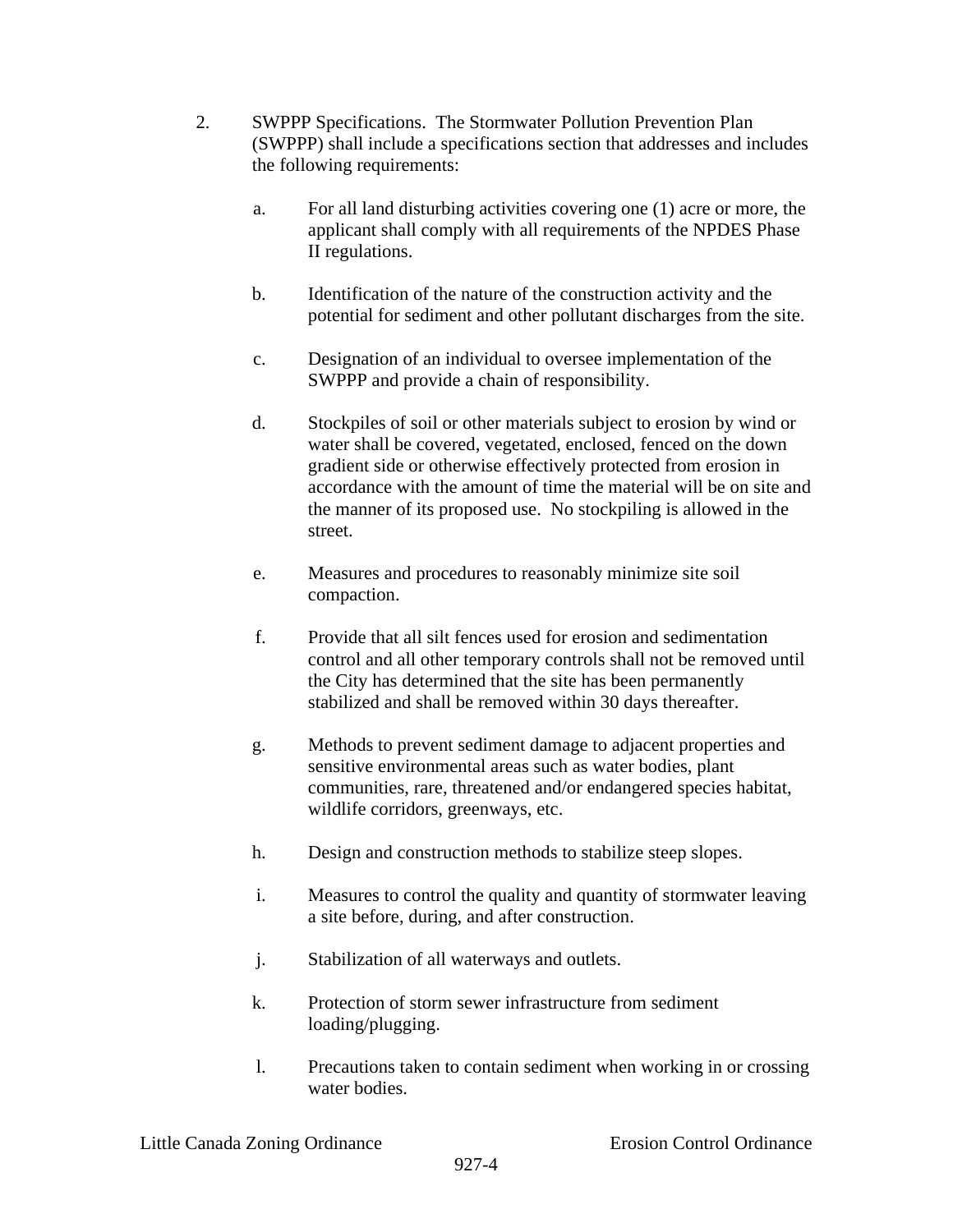2. SWPPP Specifications. The Stormwater Pollution Prevention Plan (SWPPP) shall include a specifications section that addresses and includes the following requirements:

   a. For all land disturbing activities covering one (1) acre or more, the applicant shall comply with all requirements of the NPDES Phase II regulations.

   b. Identification of the nature of the construction activity and the potential for sediment and other pollutant discharges from the site.

   c. Designation of an individual to oversee implementation of the SWPPP and provide a chain of responsibility.

   d. Stockpiles of soil or other materials subject to erosion by wind or water shall be covered, vegetated, enclosed, fenced on the down gradient side or otherwise effectively protected from erosion in accordance with the amount of time the material will be on site and the manner of its proposed use. No stockpiling is allowed in the street.

   e. Measures and procedures to reasonably minimize site soil compaction.

   f. Provide that all silt fences used for erosion and sedimentation control and all other temporary controls shall not be removed until the City has determined that the site has been permanently stabilized and shall be removed within 30 days thereafter.

   g. Methods to prevent sediment damage to adjacent properties and sensitive environmental areas such as water bodies, plant communities, rare, threatened and/or endangered species habitat, wildlife corridors, greenways, etc.

   h. Design and construction methods to stabilize steep slopes.

   i. Measures to control the quality and quantity of stormwater leaving a site before, during, and after construction.

   j. Stabilization of all waterways and outlets.

   k. Protection of storm sewer infrastructure from sediment loading/plugging.

   l. Precautions taken to contain sediment when working in or crossing water bodies.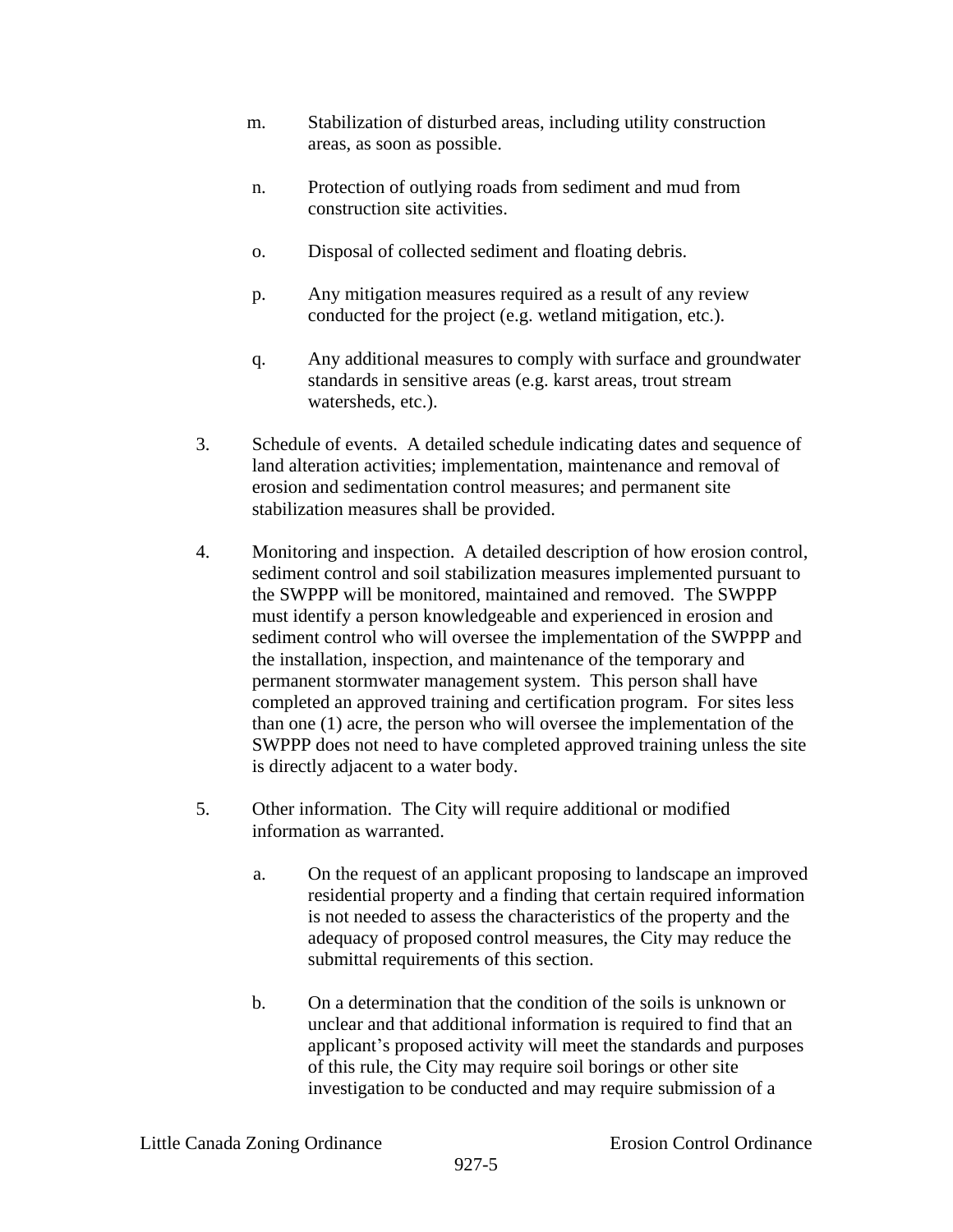m. Stabilization of disturbed areas, including utility construction areas, as soon as possible.

n. Protection of outlying roads from sediment and mud from construction site activities.

o. Disposal of collected sediment and floating debris.

p. Any mitigation measures required as a result of any review conducted for the project (e.g. wetland mitigation, etc.).

q. Any additional measures to comply with surface and groundwater standards in sensitive areas (e.g. karst areas, trout stream watersheds, etc.).

3. Schedule of events. A detailed schedule indicating dates and sequence of land alteration activities; implementation, maintenance and removal of erosion and sedimentation control measures; and permanent site stabilization measures shall be provided.

4. Monitoring and inspection. A detailed description of how erosion control, sediment control and soil stabilization measures implemented pursuant to the SWPPP will be monitored, maintained and removed. The SWPPP must identify a person knowledgeable and experienced in erosion and sediment control who will oversee the implementation of the SWPPP and the installation, inspection, and maintenance of the temporary and permanent stormwater management system. This person shall have completed an approved training and certification program. For sites less than one (1) acre, the person who will oversee the implementation of the SWPPP does not need to have completed approved training unless the site is directly adjacent to a water body.

5. Other information. The City will require additional or modified information as warranted.

   a. On the request of an applicant proposing to landscape an improved residential property and a finding that certain required information is not needed to assess the characteristics of the property and the adequacy of proposed control measures, the City may reduce the submittal requirements of this section.

   b. On a determination that the condition of the soils is unknown or unclear and that additional information is required to find that an applicant's proposed activity will meet the standards and purposes of this rule, the City may require soil borings or other site investigation to be conducted and may require submission of a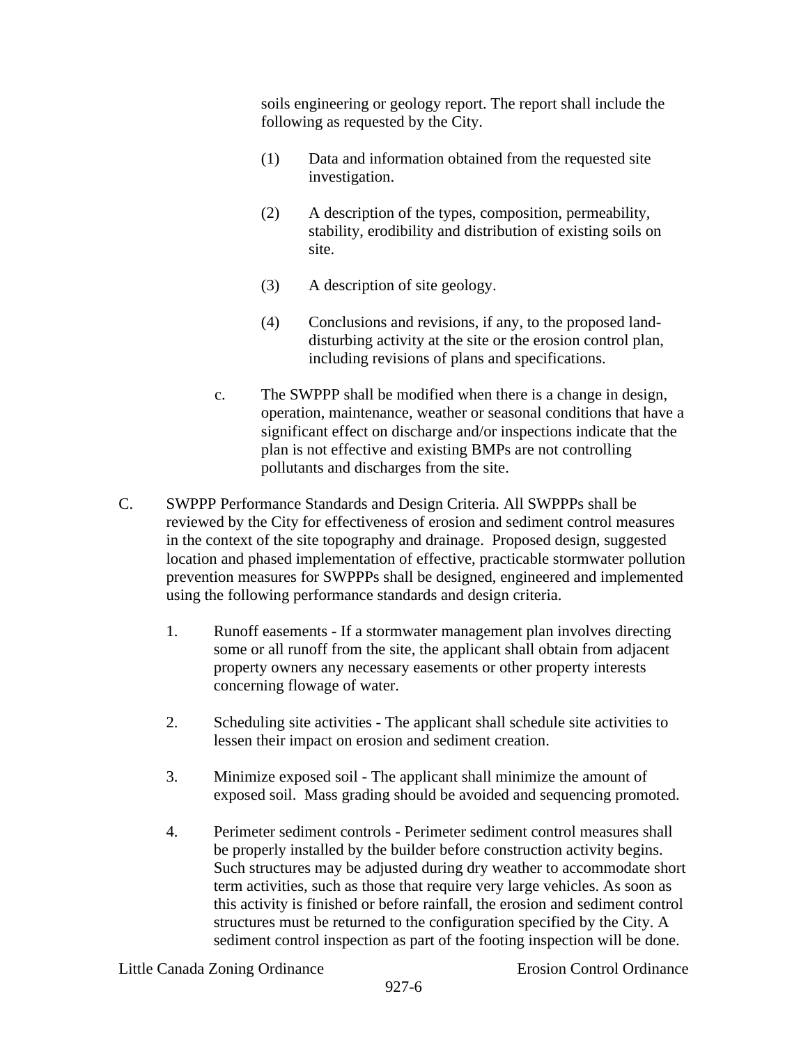soils engineering or geology report. The report shall include the following as requested by the City.

(1) Data and information obtained from the requested site investigation.

(2) A description of the types, composition, permeability, stability, erodibility and distribution of existing soils on site.

(3) A description of site geology.

(4) Conclusions and revisions, if any, to the proposed land-disturbing activity at the site or the erosion control plan, including revisions of plans and specifications.

c. The SWPPP shall be modified when there is a change in design, operation, maintenance, weather or seasonal conditions that have a significant effect on discharge and/or inspections indicate that the plan is not effective and existing BMPs are not controlling pollutants and discharges from the site.

C. SWPPP Performance Standards and Design Criteria. All SWPPPs shall be reviewed by the City for effectiveness of erosion and sediment control measures in the context of the site topography and drainage. Proposed design, suggested location and phased implementation of effective, practicable stormwater pollution prevention measures for SWPPPs shall be designed, engineered and implemented using the following performance standards and design criteria.

1. Runoff easements - If a stormwater management plan involves directing some or all runoff from the site, the applicant shall obtain from adjacent property owners any necessary easements or other property interests concerning flowage of water.

2. Scheduling site activities - The applicant shall schedule site activities to lessen their impact on erosion and sediment creation.

3. Minimize exposed soil - The applicant shall minimize the amount of exposed soil. Mass grading should be avoided and sequencing promoted.

4. Perimeter sediment controls - Perimeter sediment control measures shall be properly installed by the builder before construction activity begins. Such structures may be adjusted during dry weather to accommodate short term activities, such as those that require very large vehicles. As soon as this activity is finished or before rainfall, the erosion and sediment control structures must be returned to the configuration specified by the City. A sediment control inspection as part of the footing inspection will be done.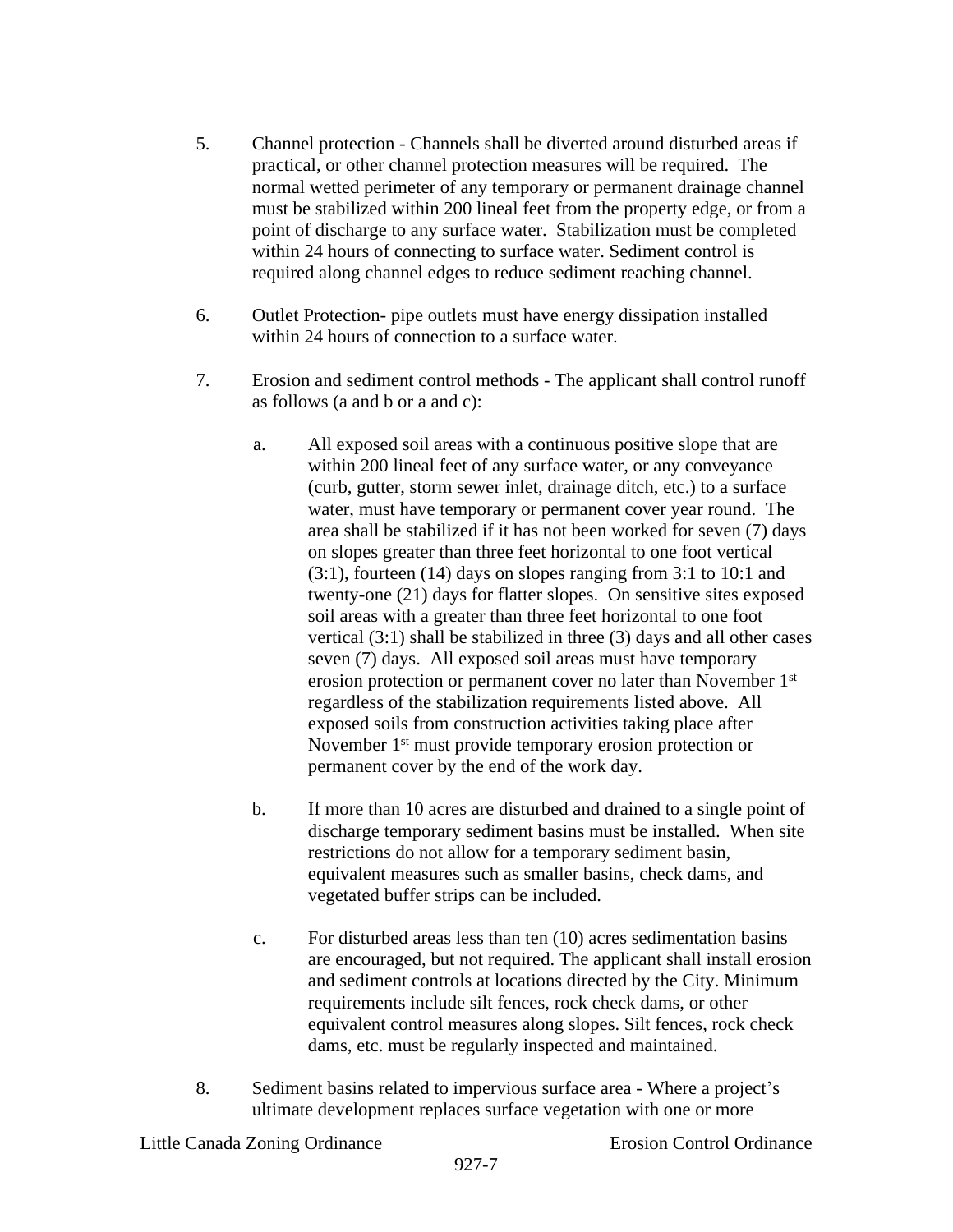5. Channel protection - Channels shall be diverted around disturbed areas if practical, or other channel protection measures will be required. The normal wetted perimeter of any temporary or permanent drainage channel must be stabilized within 200 lineal feet from the property edge, or from a point of discharge to any surface water. Stabilization must be completed within 24 hours of connecting to surface water. Sediment control is required along channel edges to reduce sediment reaching channel.

6. Outlet Protection- pipe outlets must have energy dissipation installed within 24 hours of connection to a surface water.

7. Erosion and sediment control methods - The applicant shall control runoff as follows (a and b or a and c):

   a. All exposed soil areas with a continuous positive slope that are within 200 lineal feet of any surface water, or any conveyance (curb, gutter, storm sewer inlet, drainage ditch, etc.) to a surface water, must have temporary or permanent cover year round. The area shall be stabilized if it has not been worked for seven (7) days on slopes greater than three feet horizontal to one foot vertical (3:1), fourteen (14) days on slopes ranging from 3:1 to 10:1 and twenty-one (21) days for flatter slopes. On sensitive sites exposed soil areas with a greater than three feet horizontal to one foot vertical (3:1) shall be stabilized in three (3) days and all other cases seven (7) days. All exposed soil areas must have temporary erosion protection or permanent cover no later than November 1st regardless of the stabilization requirements listed above. All exposed soils from construction activities taking place after November 1st must provide temporary erosion protection or permanent cover by the end of the work day.

   b. If more than 10 acres are disturbed and drained to a single point of discharge temporary sediment basins must be installed. When site restrictions do not allow for a temporary sediment basin, equivalent measures such as smaller basins, check dams, and vegetated buffer strips can be included.

   c. For disturbed areas less than ten (10) acres sedimentation basins are encouraged, but not required. The applicant shall install erosion and sediment controls at locations directed by the City. Minimum requirements include silt fences, rock check dams, or other equivalent control measures along slopes. Silt fences, rock check dams, etc. must be regularly inspected and maintained.

8. Sediment basins related to impervious surface area - Where a project's ultimate development replaces surface vegetation with one or more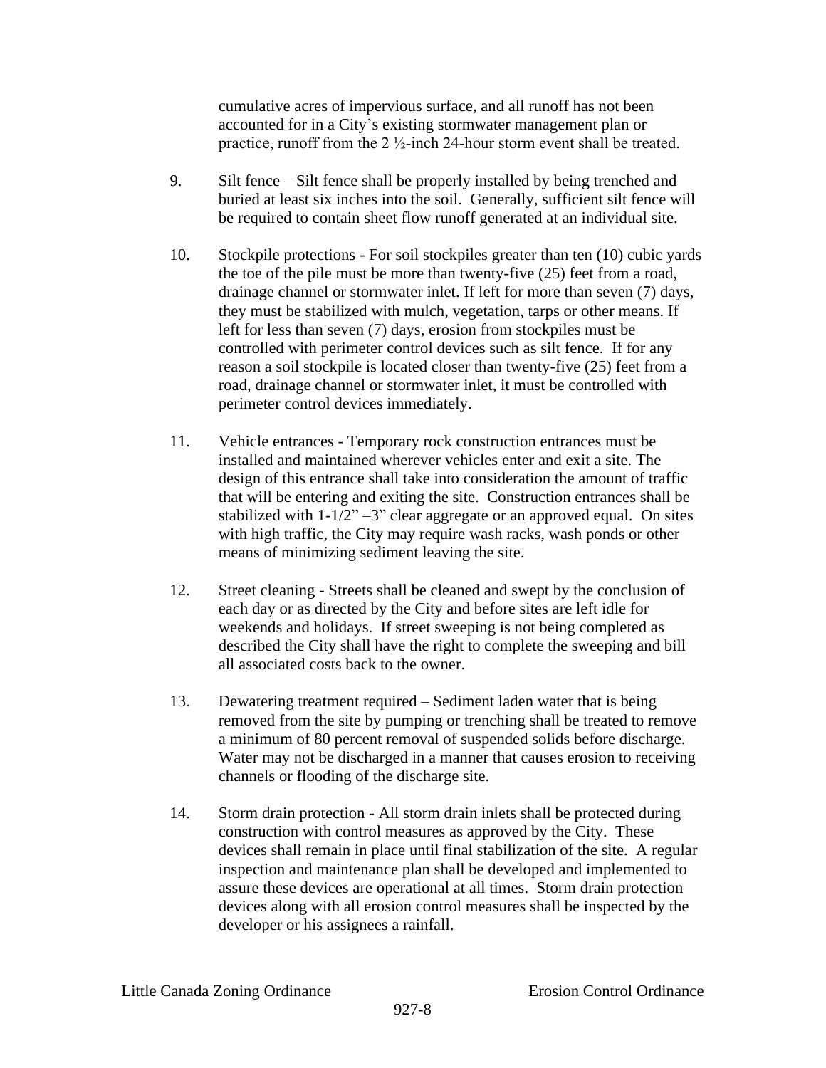cumulative acres of impervious surface, and all runoff has not been accounted for in a City's existing stormwater management plan or practice, runoff from the 2 ½-inch 24-hour storm event shall be treated.

9. Silt fence – Silt fence shall be properly installed by being trenched and buried at least six inches into the soil. Generally, sufficient silt fence will be required to contain sheet flow runoff generated at an individual site.

10. Stockpile protections - For soil stockpiles greater than ten (10) cubic yards the toe of the pile must be more than twenty-five (25) feet from a road, drainage channel or stormwater inlet. If left for more than seven (7) days, they must be stabilized with mulch, vegetation, tarps or other means. If left for less than seven (7) days, erosion from stockpiles must be controlled with perimeter control devices such as silt fence. If for any reason a soil stockpile is located closer than twenty-five (25) feet from a road, drainage channel or stormwater inlet, it must be controlled with perimeter control devices immediately.

11. Vehicle entrances - Temporary rock construction entrances must be installed and maintained wherever vehicles enter and exit a site. The design of this entrance shall take into consideration the amount of traffic that will be entering and exiting the site. Construction entrances shall be stabilized with 1-1/2" –3" clear aggregate or an approved equal. On sites with high traffic, the City may require wash racks, wash ponds or other means of minimizing sediment leaving the site.

12. Street cleaning - Streets shall be cleaned and swept by the conclusion of each day or as directed by the City and before sites are left idle for weekends and holidays. If street sweeping is not being completed as described the City shall have the right to complete the sweeping and bill all associated costs back to the owner.

13. Dewatering treatment required – Sediment laden water that is being removed from the site by pumping or trenching shall be treated to remove a minimum of 80 percent removal of suspended solids before discharge. Water may not be discharged in a manner that causes erosion to receiving channels or flooding of the discharge site.

14. Storm drain protection - All storm drain inlets shall be protected during construction with control measures as approved by the City. These devices shall remain in place until final stabilization of the site. A regular inspection and maintenance plan shall be developed and implemented to assure these devices are operational at all times. Storm drain protection devices along with all erosion control measures shall be inspected by the developer or his assignees a rainfall.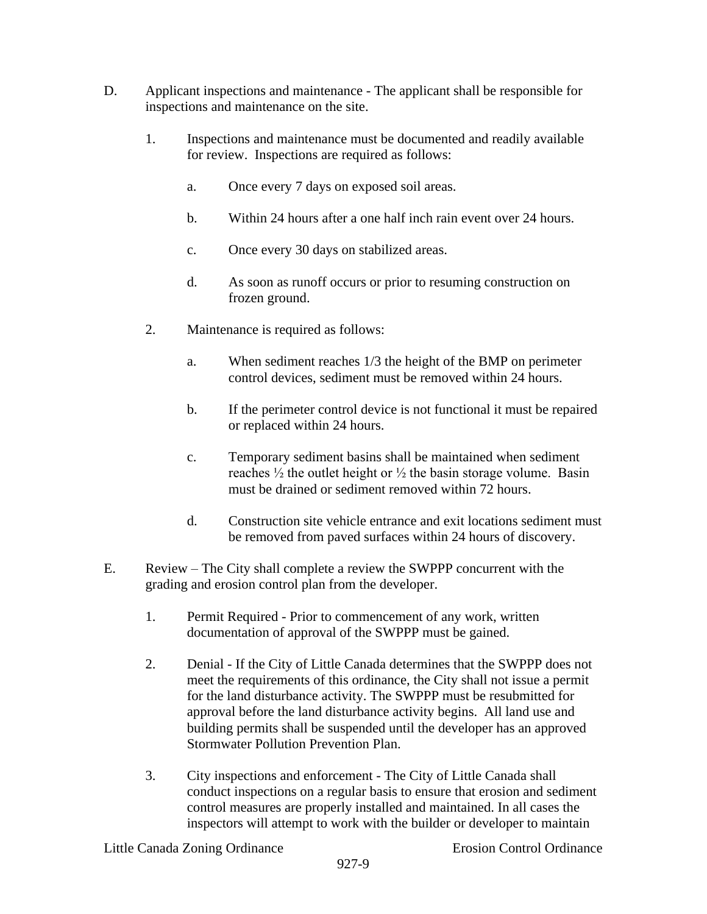D. Applicant inspections and maintenance - The applicant shall be responsible for inspections and maintenance on the site.

   1. Inspections and maintenance must be documented and readily available for review. Inspections are required as follows:

      a. Once every 7 days on exposed soil areas.

      b. Within 24 hours after a one half inch rain event over 24 hours.

      c. Once every 30 days on stabilized areas.

      d. As soon as runoff occurs or prior to resuming construction on frozen ground.

   2. Maintenance is required as follows:

      a. When sediment reaches 1/3 the height of the BMP on perimeter control devices, sediment must be removed within 24 hours.

      b. If the perimeter control device is not functional it must be repaired or replaced within 24 hours.

      c. Temporary sediment basins shall be maintained when sediment reaches ½ the outlet height or ½ the basin storage volume. Basin must be drained or sediment removed within 72 hours.

      d. Construction site vehicle entrance and exit locations sediment must be removed from paved surfaces within 24 hours of discovery.

E. Review – The City shall complete a review the SWPPP concurrent with the grading and erosion control plan from the developer.

   1. Permit Required - Prior to commencement of any work, written documentation of approval of the SWPPP must be gained.

   2. Denial - If the City of Little Canada determines that the SWPPP does not meet the requirements of this ordinance, the City shall not issue a permit for the land disturbance activity. The SWPPP must be resubmitted for approval before the land disturbance activity begins. All land use and building permits shall be suspended until the developer has an approved Stormwater Pollution Prevention Plan.

   3. City inspections and enforcement - The City of Little Canada shall conduct inspections on a regular basis to ensure that erosion and sediment control measures are properly installed and maintained. In all cases the inspectors will attempt to work with the builder or developer to maintain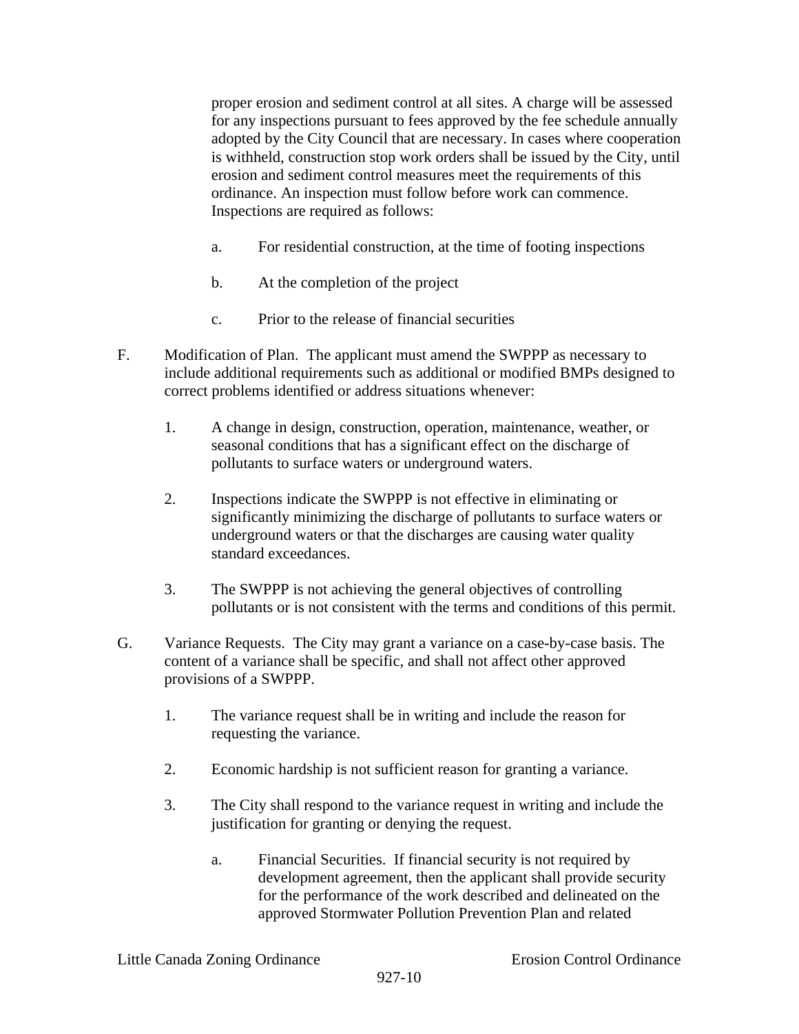proper erosion and sediment control at all sites. A charge will be assessed for any inspections pursuant to fees approved by the fee schedule annually adopted by the City Council that are necessary. In cases where cooperation is withheld, construction stop work orders shall be issued by the City, until erosion and sediment control measures meet the requirements of this ordinance. An inspection must follow before work can commence. Inspections are required as follows:

a. For residential construction, at the time of footing inspections

b. At the completion of the project

c. Prior to the release of financial securities

F. Modification of Plan. The applicant must amend the SWPPP as necessary to include additional requirements such as additional or modified BMPs designed to correct problems identified or address situations whenever:

1. A change in design, construction, operation, maintenance, weather, or seasonal conditions that has a significant effect on the discharge of pollutants to surface waters or underground waters.

2. Inspections indicate the SWPPP is not effective in eliminating or significantly minimizing the discharge of pollutants to surface waters or underground waters or that the discharges are causing water quality standard exceedances.

3. The SWPPP is not achieving the general objectives of controlling pollutants or is not consistent with the terms and conditions of this permit.

G. Variance Requests. The City may grant a variance on a case-by-case basis. The content of a variance shall be specific, and shall not affect other approved provisions of a SWPPP.

1. The variance request shall be in writing and include the reason for requesting the variance.

2. Economic hardship is not sufficient reason for granting a variance.

3. The City shall respond to the variance request in writing and include the justification for granting or denying the request.

a. Financial Securities. If financial security is not required by development agreement, then the applicant shall provide security for the performance of the work described and delineated on the approved Stormwater Pollution Prevention Plan and related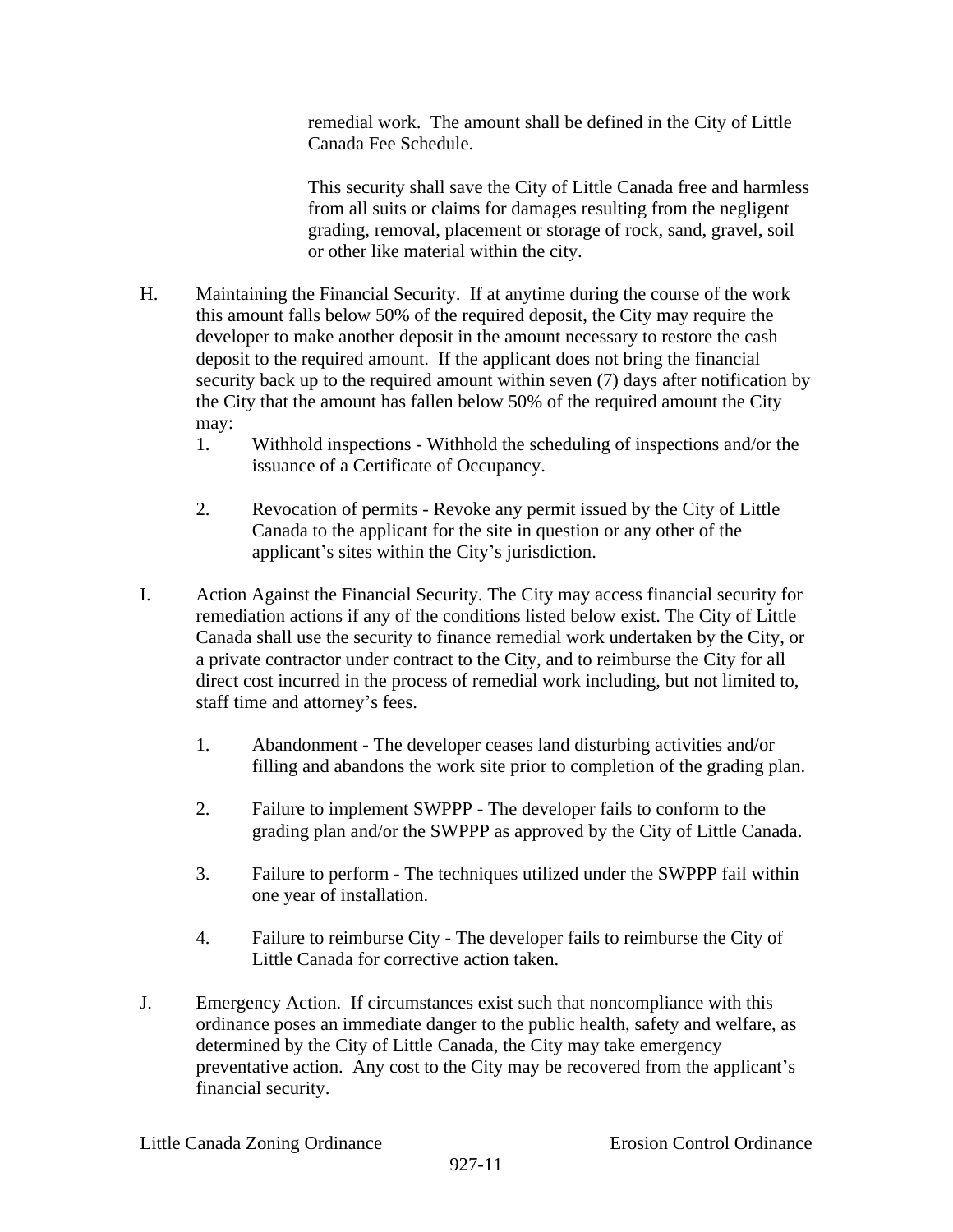remedial work. The amount shall be defined in the City of Little Canada Fee Schedule.

This security shall save the City of Little Canada free and harmless from all suits or claims for damages resulting from the negligent grading, removal, placement or storage of rock, sand, gravel, soil or other like material within the city.

H. Maintaining the Financial Security. If at anytime during the course of the work this amount falls below 50% of the required deposit, the City may require the developer to make another deposit in the amount necessary to restore the cash deposit to the required amount. If the applicant does not bring the financial security back up to the required amount within seven (7) days after notification by the City that the amount has fallen below 50% of the required amount the City may:

   1. Withhold inspections - Withhold the scheduling of inspections and/or the issuance of a Certificate of Occupancy.

   2. Revocation of permits - Revoke any permit issued by the City of Little Canada to the applicant for the site in question or any other of the applicant's sites within the City's jurisdiction.

I. Action Against the Financial Security. The City may access financial security for remediation actions if any of the conditions listed below exist. The City of Little Canada shall use the security to finance remedial work undertaken by the City, or a private contractor under contract to the City, and to reimburse the City for all direct cost incurred in the process of remedial work including, but not limited to, staff time and attorney's fees.

   1. Abandonment - The developer ceases land disturbing activities and/or filling and abandons the work site prior to completion of the grading plan.

   2. Failure to implement SWPPP - The developer fails to conform to the grading plan and/or the SWPPP as approved by the City of Little Canada.

   3. Failure to perform - The techniques utilized under the SWPPP fail within one year of installation.

   4. Failure to reimburse City - The developer fails to reimburse the City of Little Canada for corrective action taken.

J. Emergency Action. If circumstances exist such that noncompliance with this ordinance poses an immediate danger to the public health, safety and welfare, as determined by the City of Little Canada, the City may take emergency preventative action. Any cost to the City may be recovered from the applicant's financial security.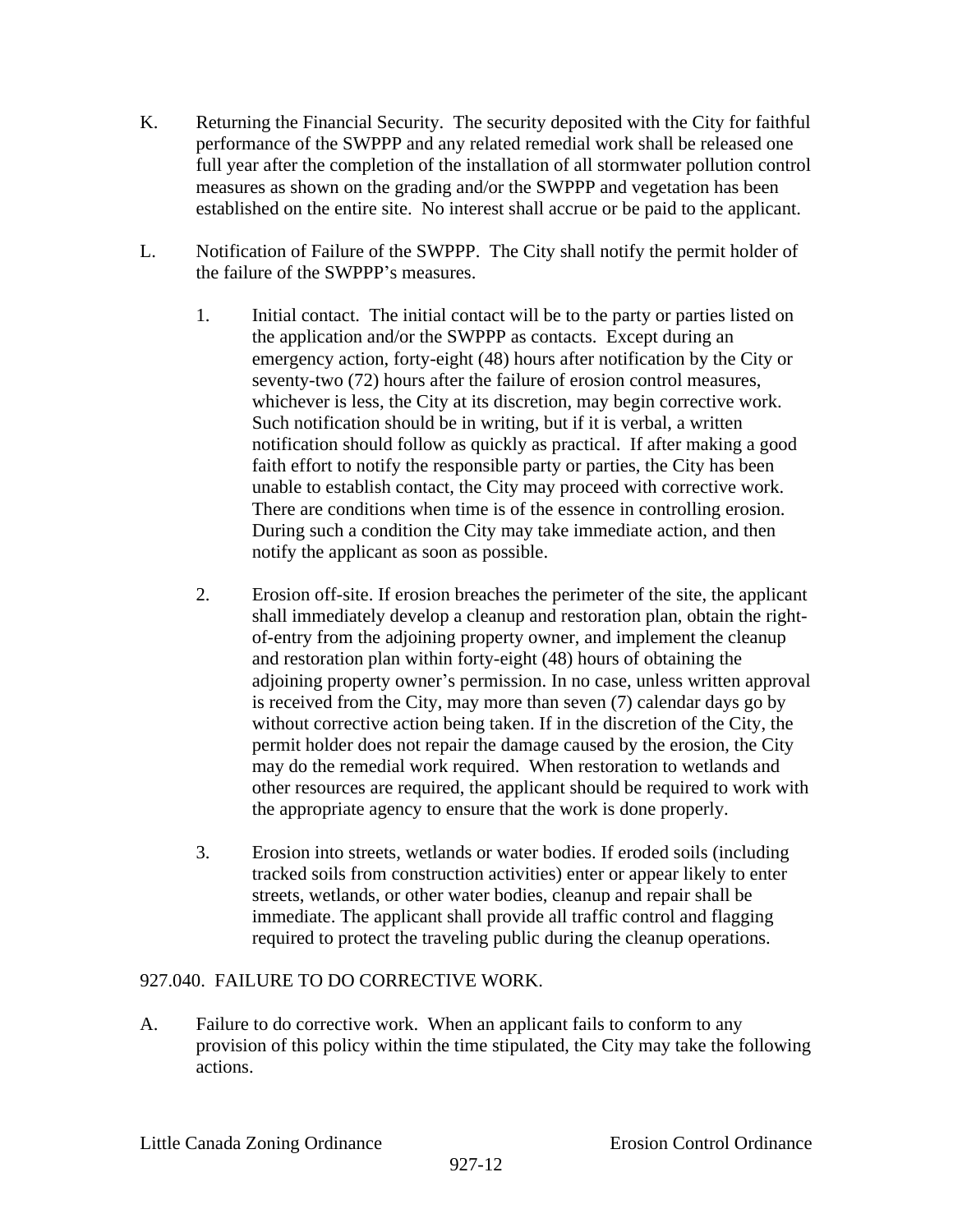K. Returning the Financial Security. The security deposited with the City for faithful performance of the SWPPP and any related remedial work shall be released one full year after the completion of the installation of all stormwater pollution control measures as shown on the grading and/or the SWPPP and vegetation has been established on the entire site. No interest shall accrue or be paid to the applicant.

L. Notification of Failure of the SWPPP. The City shall notify the permit holder of the failure of the SWPPP's measures.

   1. Initial contact. The initial contact will be to the party or parties listed on the application and/or the SWPPP as contacts. Except during an emergency action, forty-eight (48) hours after notification by the City or seventy-two (72) hours after the failure of erosion control measures, whichever is less, the City at its discretion, may begin corrective work. Such notification should be in writing, but if it is verbal, a written notification should follow as quickly as practical. If after making a good faith effort to notify the responsible party or parties, the City has been unable to establish contact, the City may proceed with corrective work. There are conditions when time is of the essence in controlling erosion. During such a condition the City may take immediate action, and then notify the applicant as soon as possible.

   2. Erosion off-site. If erosion breaches the perimeter of the site, the applicant shall immediately develop a cleanup and restoration plan, obtain the right-of-entry from the adjoining property owner, and implement the cleanup and restoration plan within forty-eight (48) hours of obtaining the adjoining property owner's permission. In no case, unless written approval is received from the City, may more than seven (7) calendar days go by without corrective action being taken. If in the discretion of the City, the permit holder does not repair the damage caused by the erosion, the City may do the remedial work required. When restoration to wetlands and other resources are required, the applicant should be required to work with the appropriate agency to ensure that the work is done properly.

   3. Erosion into streets, wetlands or water bodies. If eroded soils (including tracked soils from construction activities) enter or appear likely to enter streets, wetlands, or other water bodies, cleanup and repair shall be immediate. The applicant shall provide all traffic control and flagging required to protect the traveling public during the cleanup operations.

## 927.040. FAILURE TO DO CORRECTIVE WORK.

A. Failure to do corrective work. When an applicant fails to conform to any provision of this policy within the time stipulated, the City may take the following actions.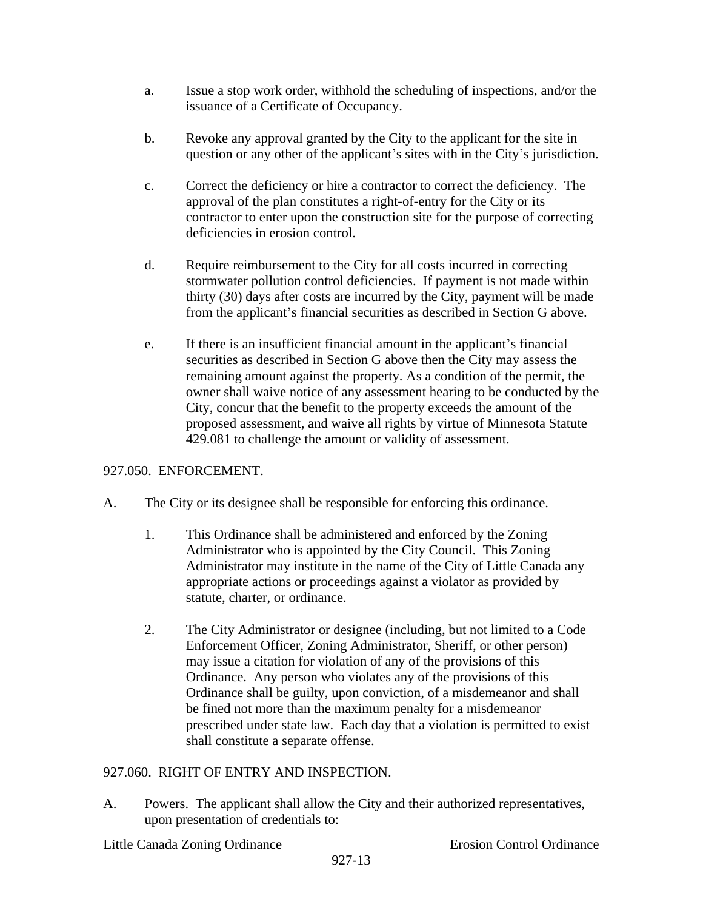a. Issue a stop work order, withhold the scheduling of inspections, and/or the issuance of a Certificate of Occupancy.

b. Revoke any approval granted by the City to the applicant for the site in question or any other of the applicant's sites with in the City's jurisdiction.

c. Correct the deficiency or hire a contractor to correct the deficiency. The approval of the plan constitutes a right-of-entry for the City or its contractor to enter upon the construction site for the purpose of correcting deficiencies in erosion control.

d. Require reimbursement to the City for all costs incurred in correcting stormwater pollution control deficiencies. If payment is not made within thirty (30) days after costs are incurred by the City, payment will be made from the applicant's financial securities as described in Section G above.

e. If there is an insufficient financial amount in the applicant's financial securities as described in Section G above then the City may assess the remaining amount against the property. As a condition of the permit, the owner shall waive notice of any assessment hearing to be conducted by the City, concur that the benefit to the property exceeds the amount of the proposed assessment, and waive all rights by virtue of Minnesota Statute 429.081 to challenge the amount or validity of assessment.

## 927.050. ENFORCEMENT.

A. The City or its designee shall be responsible for enforcing this ordinance.

1. This Ordinance shall be administered and enforced by the Zoning Administrator who is appointed by the City Council. This Zoning Administrator may institute in the name of the City of Little Canada any appropriate actions or proceedings against a violator as provided by statute, charter, or ordinance.

2. The City Administrator or designee (including, but not limited to a Code Enforcement Officer, Zoning Administrator, Sheriff, or other person) may issue a citation for violation of any of the provisions of this Ordinance. Any person who violates any of the provisions of this Ordinance shall be guilty, upon conviction, of a misdemeanor and shall be fined not more than the maximum penalty for a misdemeanor prescribed under state law. Each day that a violation is permitted to exist shall constitute a separate offense.

## 927.060. RIGHT OF ENTRY AND INSPECTION.

A. Powers. The applicant shall allow the City and their authorized representatives, upon presentation of credentials to: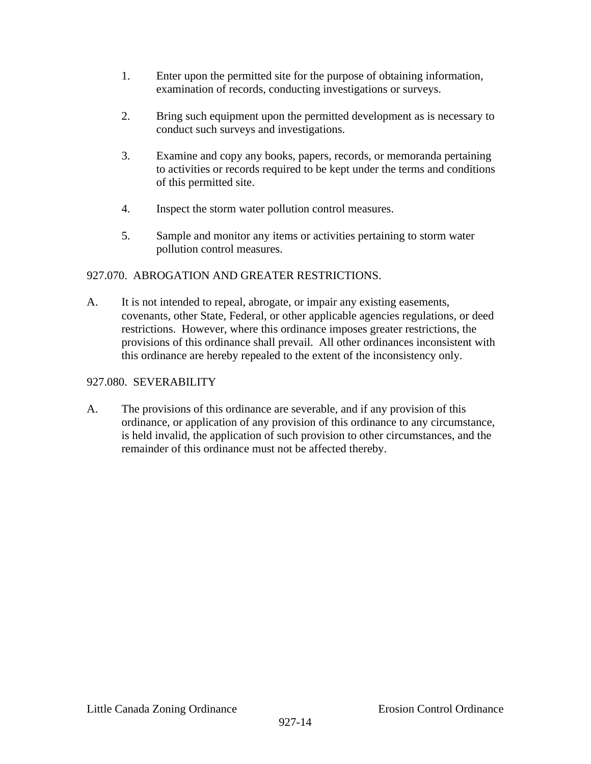1. Enter upon the permitted site for the purpose of obtaining information, examination of records, conducting investigations or surveys.

2. Bring such equipment upon the permitted development as is necessary to conduct such surveys and investigations.

3. Examine and copy any books, papers, records, or memoranda pertaining to activities or records required to be kept under the terms and conditions of this permitted site.

4. Inspect the storm water pollution control measures.

5. Sample and monitor any items or activities pertaining to storm water pollution control measures.

## 927.070. ABROGATION AND GREATER RESTRICTIONS.

A. It is not intended to repeal, abrogate, or impair any existing easements, covenants, other State, Federal, or other applicable agencies regulations, or deed restrictions. However, where this ordinance imposes greater restrictions, the provisions of this ordinance shall prevail. All other ordinances inconsistent with this ordinance are hereby repealed to the extent of the inconsistency only.

## 927.080. SEVERABILITY

A. The provisions of this ordinance are severable, and if any provision of this ordinance, or application of any provision of this ordinance to any circumstance, is held invalid, the application of such provision to other circumstances, and the remainder of this ordinance must not be affected thereby.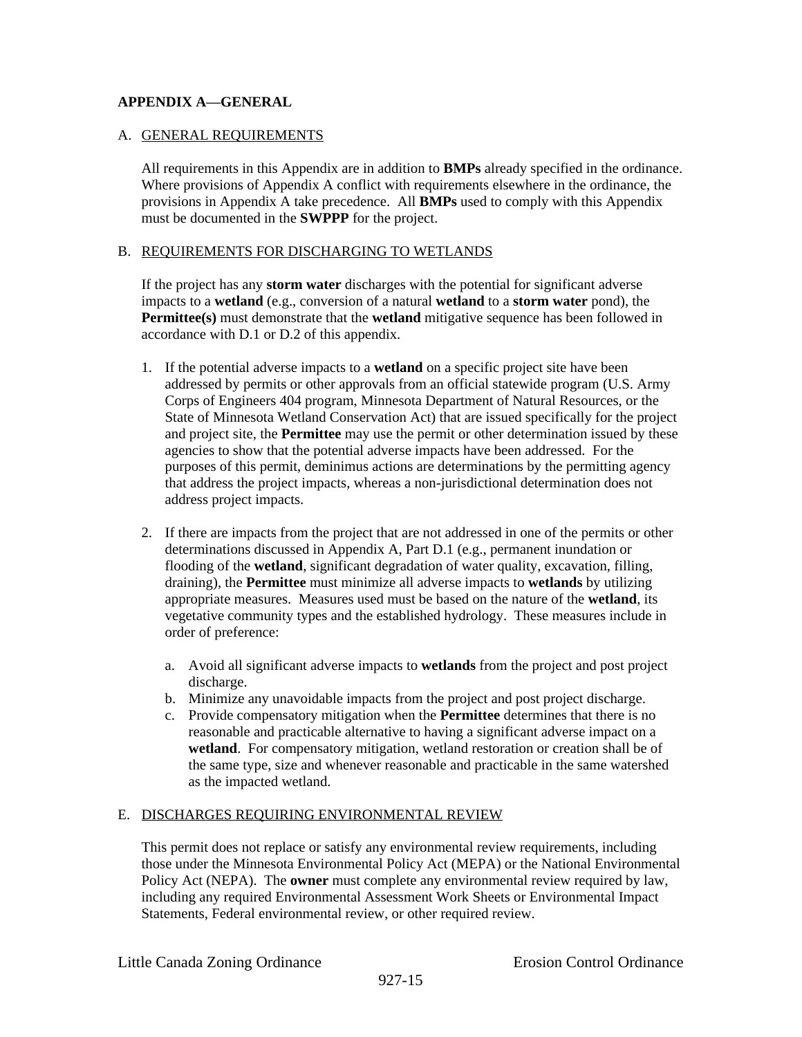**APPENDIX A—GENERAL**

A. <u>GENERAL REQUIREMENTS</u>

All requirements in this Appendix are in addition to **BMPs** already specified in the ordinance. Where provisions of Appendix A conflict with requirements elsewhere in the ordinance, the provisions in Appendix A take precedence. All **BMPs** used to comply with this Appendix must be documented in the **SWPPP** for the project.

B. <u>REQUIREMENTS FOR DISCHARGING TO WETLANDS</u>

If the project has any **storm water** discharges with the potential for significant adverse impacts to a **wetland** (e.g., conversion of a natural **wetland** to a **storm water** pond), the **Permittee(s)** must demonstrate that the **wetland** mitigative sequence has been followed in accordance with D.1 or D.2 of this appendix.

1. If the potential adverse impacts to a **wetland** on a specific project site have been addressed by permits or other approvals from an official statewide program (U.S. Army Corps of Engineers 404 program, Minnesota Department of Natural Resources, or the State of Minnesota Wetland Conservation Act) that are issued specifically for the project and project site, the **Permittee** may use the permit or other determination issued by these agencies to show that the potential adverse impacts have been addressed. For the purposes of this permit, deminimus actions are determinations by the permitting agency that address the project impacts, whereas a non-jurisdictional determination does not address project impacts.

2. If there are impacts from the project that are not addressed in one of the permits or other determinations discussed in Appendix A, Part D.1 (e.g., permanent inundation or flooding of the **wetland**, significant degradation of water quality, excavation, filling, draining), the **Permittee** must minimize all adverse impacts to **wetlands** by utilizing appropriate measures. Measures used must be based on the nature of the **wetland**, its vegetative community types and the established hydrology. These measures include in order of preference:

   a. Avoid all significant adverse impacts to **wetlands** from the project and post project discharge.
   b. Minimize any unavoidable impacts from the project and post project discharge.
   c. Provide compensatory mitigation when the **Permittee** determines that there is no reasonable and practicable alternative to having a significant adverse impact on a **wetland**. For compensatory mitigation, wetland restoration or creation shall be of the same type, size and whenever reasonable and practicable in the same watershed as the impacted wetland.

E. <u>DISCHARGES REQUIRING ENVIRONMENTAL REVIEW</u>

This permit does not replace or satisfy any environmental review requirements, including those under the Minnesota Environmental Policy Act (MEPA) or the National Environmental Policy Act (NEPA). The **owner** must complete any environmental review required by law, including any required Environmental Assessment Work Sheets or Environmental Impact Statements, Federal environmental review, or other required review.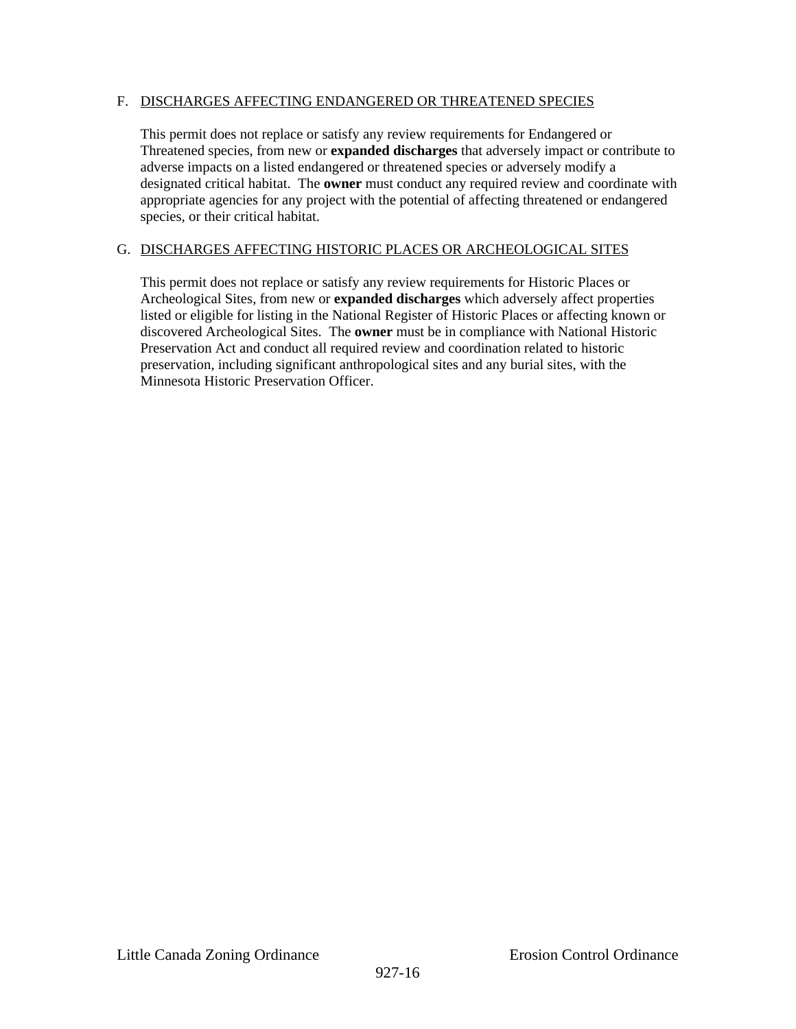F. DISCHARGES AFFECTING ENDANGERED OR THREATENED SPECIES

This permit does not replace or satisfy any review requirements for Endangered or Threatened species, from new or **expanded discharges** that adversely impact or contribute to adverse impacts on a listed endangered or threatened species or adversely modify a designated critical habitat. The **owner** must conduct any required review and coordinate with appropriate agencies for any project with the potential of affecting threatened or endangered species, or their critical habitat.

G. DISCHARGES AFFECTING HISTORIC PLACES OR ARCHEOLOGICAL SITES

This permit does not replace or satisfy any review requirements for Historic Places or Archeological Sites, from new or **expanded discharges** which adversely affect properties listed or eligible for listing in the National Register of Historic Places or affecting known or discovered Archeological Sites. The **owner** must be in compliance with National Historic Preservation Act and conduct all required review and coordination related to historic preservation, including significant anthropological sites and any burial sites, with the Minnesota Historic Preservation Officer.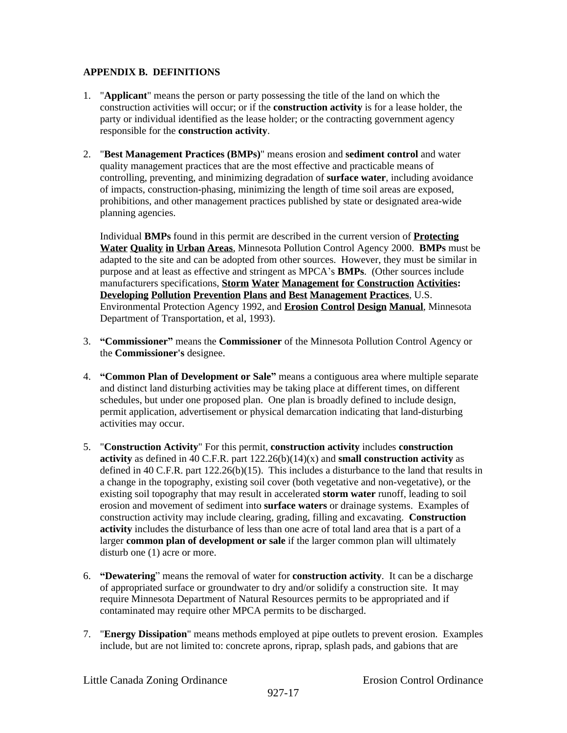## APPENDIX B. DEFINITIONS

1. "**Applicant**" means the person or party possessing the title of the land on which the construction activities will occur; or if the **construction activity** is for a lease holder, the party or individual identified as the lease holder; or the contracting government agency responsible for the **construction activity**.

2. "**Best Management Practices (BMPs)**" means erosion and **sediment control** and water quality management practices that are the most effective and practicable means of controlling, preventing, and minimizing degradation of **surface water**, including avoidance of impacts, construction-phasing, minimizing the length of time soil areas are exposed, prohibitions, and other management practices published by state or designated area-wide planning agencies.

   Individual **BMPs** found in this permit are described in the current version of **Protecting Water Quality in Urban Areas**, Minnesota Pollution Control Agency 2000. **BMPs** must be adapted to the site and can be adopted from other sources. However, they must be similar in purpose and at least as effective and stringent as MPCA's **BMPs**. (Other sources include manufacturers specifications, **Storm Water Management for Construction Activities: Developing Pollution Prevention Plans and Best Management Practices**, U.S. Environmental Protection Agency 1992, and **Erosion Control Design Manual**, Minnesota Department of Transportation, et al, 1993).

3. **"Commissioner"** means the **Commissioner** of the Minnesota Pollution Control Agency or the **Commissioner's** designee.

4. **"Common Plan of Development or Sale"** means a contiguous area where multiple separate and distinct land disturbing activities may be taking place at different times, on different schedules, but under one proposed plan. One plan is broadly defined to include design, permit application, advertisement or physical demarcation indicating that land-disturbing activities may occur.

5. "**Construction Activity**" For this permit, **construction activity** includes **construction activity** as defined in 40 C.F.R. part 122.26(b)(14)(x) and **small construction activity** as defined in 40 C.F.R. part 122.26(b)(15). This includes a disturbance to the land that results in a change in the topography, existing soil cover (both vegetative and non-vegetative), or the existing soil topography that may result in accelerated **storm water** runoff, leading to soil erosion and movement of sediment into **surface waters** or drainage systems. Examples of construction activity may include clearing, grading, filling and excavating. **Construction activity** includes the disturbance of less than one acre of total land area that is a part of a larger **common plan of development or sale** if the larger common plan will ultimately disturb one (1) acre or more.

6. **"Dewatering"** means the removal of water for **construction activity**. It can be a discharge of appropriated surface or groundwater to dry and/or solidify a construction site. It may require Minnesota Department of Natural Resources permits to be appropriated and if contaminated may require other MPCA permits to be discharged.

7. "**Energy Dissipation**" means methods employed at pipe outlets to prevent erosion. Examples include, but are not limited to: concrete aprons, riprap, splash pads, and gabions that are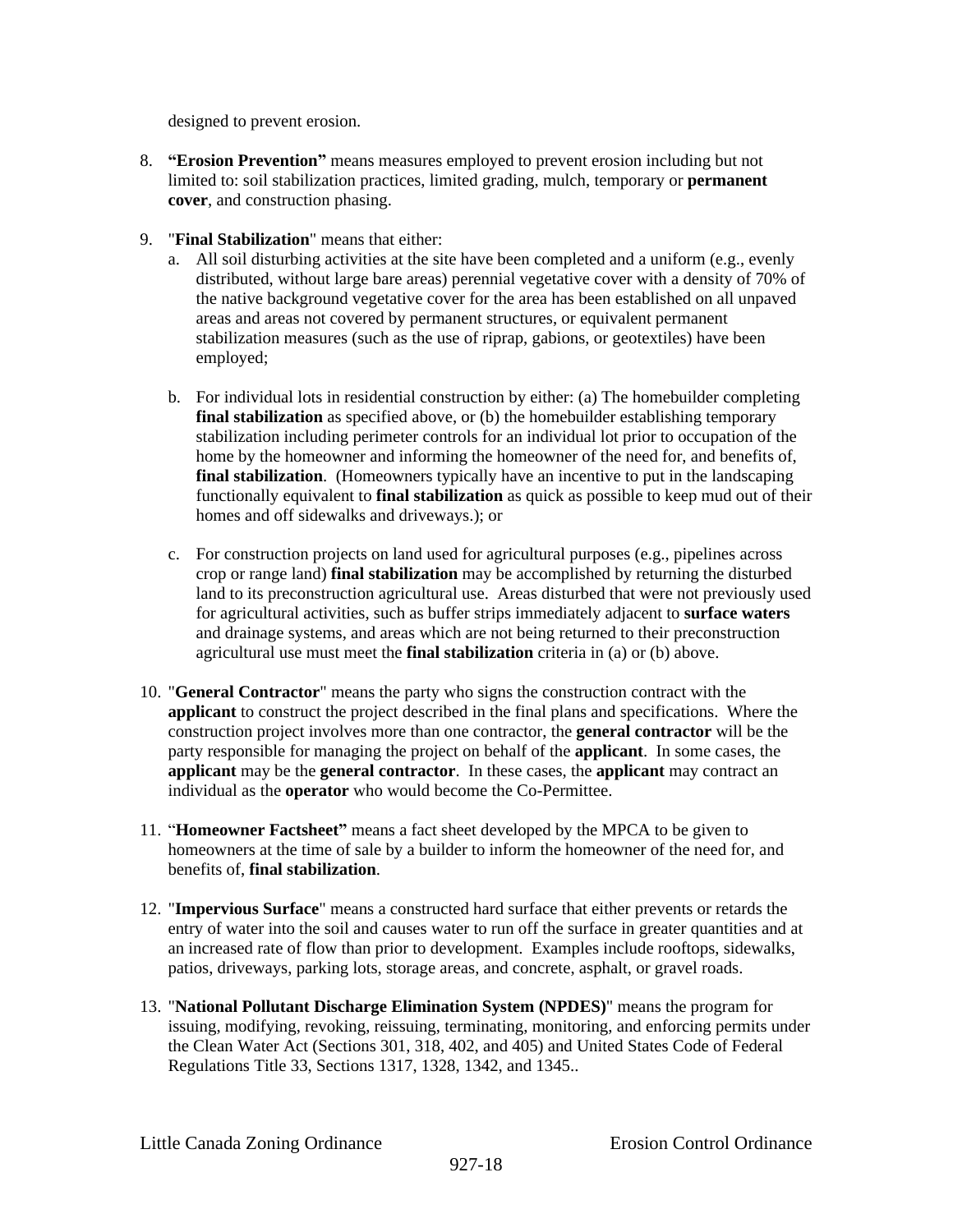designed to prevent erosion.

8. **"Erosion Prevention"** means measures employed to prevent erosion including but not limited to: soil stabilization practices, limited grading, mulch, temporary or **permanent cover**, and construction phasing.

9. "**Final Stabilization**" means that either:
   a. All soil disturbing activities at the site have been completed and a uniform (e.g., evenly distributed, without large bare areas) perennial vegetative cover with a density of 70% of the native background vegetative cover for the area has been established on all unpaved areas and areas not covered by permanent structures, or equivalent permanent stabilization measures (such as the use of riprap, gabions, or geotextiles) have been employed;

   b. For individual lots in residential construction by either: (a) The homebuilder completing **final stabilization** as specified above, or (b) the homebuilder establishing temporary stabilization including perimeter controls for an individual lot prior to occupation of the home by the homeowner and informing the homeowner of the need for, and benefits of, **final stabilization**. (Homeowners typically have an incentive to put in the landscaping functionally equivalent to **final stabilization** as quick as possible to keep mud out of their homes and off sidewalks and driveways.); or

   c. For construction projects on land used for agricultural purposes (e.g., pipelines across crop or range land) **final stabilization** may be accomplished by returning the disturbed land to its preconstruction agricultural use. Areas disturbed that were not previously used for agricultural activities, such as buffer strips immediately adjacent to **surface waters** and drainage systems, and areas which are not being returned to their preconstruction agricultural use must meet the **final stabilization** criteria in (a) or (b) above.

10. "**General Contractor**" means the party who signs the construction contract with the **applicant** to construct the project described in the final plans and specifications. Where the construction project involves more than one contractor, the **general contractor** will be the party responsible for managing the project on behalf of the **applicant**. In some cases, the **applicant** may be the **general contractor**. In these cases, the **applicant** may contract an individual as the **operator** who would become the Co-Permittee.

11. "**Homeowner Factsheet"** means a fact sheet developed by the MPCA to be given to homeowners at the time of sale by a builder to inform the homeowner of the need for, and benefits of, **final stabilization**.

12. "**Impervious Surface**" means a constructed hard surface that either prevents or retards the entry of water into the soil and causes water to run off the surface in greater quantities and at an increased rate of flow than prior to development. Examples include rooftops, sidewalks, patios, driveways, parking lots, storage areas, and concrete, asphalt, or gravel roads.

13. "**National Pollutant Discharge Elimination System (NPDES)**" means the program for issuing, modifying, revoking, reissuing, terminating, monitoring, and enforcing permits under the Clean Water Act (Sections 301, 318, 402, and 405) and United States Code of Federal Regulations Title 33, Sections 1317, 1328, 1342, and 1345..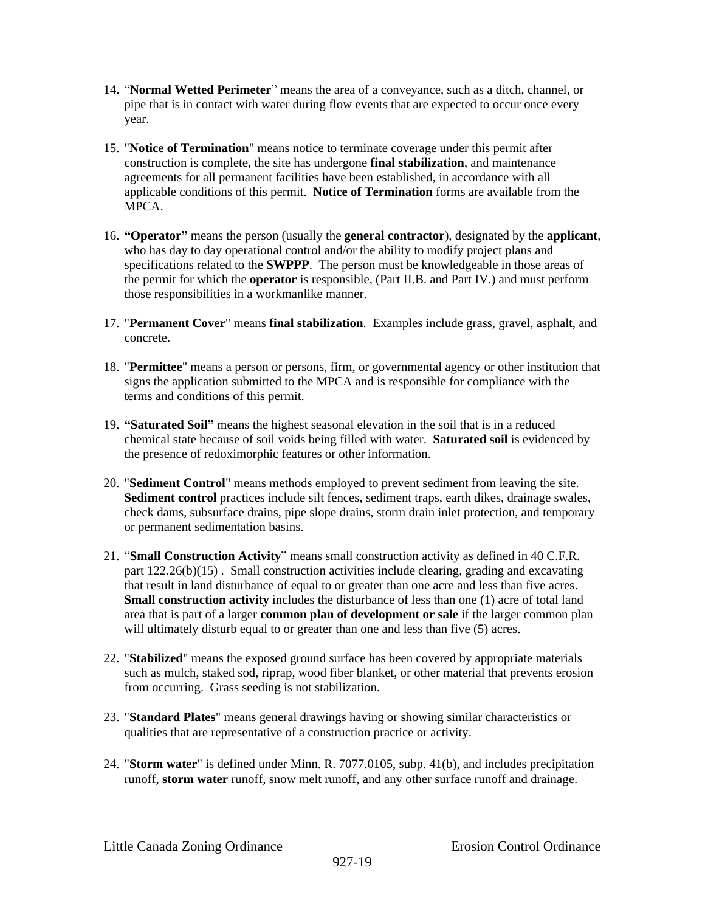14. "**Normal Wetted Perimeter**" means the area of a conveyance, such as a ditch, channel, or pipe that is in contact with water during flow events that are expected to occur once every year.

15. "**Notice of Termination**" means notice to terminate coverage under this permit after construction is complete, the site has undergone **final stabilization**, and maintenance agreements for all permanent facilities have been established, in accordance with all applicable conditions of this permit. **Notice of Termination** forms are available from the MPCA.

16. **"Operator"** means the person (usually the **general contractor**), designated by the **applicant**, who has day to day operational control and/or the ability to modify project plans and specifications related to the **SWPPP**. The person must be knowledgeable in those areas of the permit for which the **operator** is responsible, (Part II.B. and Part IV.) and must perform those responsibilities in a workmanlike manner.

17. "**Permanent Cover**" means **final stabilization**. Examples include grass, gravel, asphalt, and concrete.

18. "**Permittee**" means a person or persons, firm, or governmental agency or other institution that signs the application submitted to the MPCA and is responsible for compliance with the terms and conditions of this permit.

19. **"Saturated Soil"** means the highest seasonal elevation in the soil that is in a reduced chemical state because of soil voids being filled with water. **Saturated soil** is evidenced by the presence of redoximorphic features or other information.

20. "**Sediment Control**" means methods employed to prevent sediment from leaving the site. **Sediment control** practices include silt fences, sediment traps, earth dikes, drainage swales, check dams, subsurface drains, pipe slope drains, storm drain inlet protection, and temporary or permanent sedimentation basins.

21. "**Small Construction Activity**" means small construction activity as defined in 40 C.F.R. part 122.26(b)(15) . Small construction activities include clearing, grading and excavating that result in land disturbance of equal to or greater than one acre and less than five acres. **Small construction activity** includes the disturbance of less than one (1) acre of total land area that is part of a larger **common plan of development or sale** if the larger common plan will ultimately disturb equal to or greater than one and less than five (5) acres.

22. "**Stabilized**" means the exposed ground surface has been covered by appropriate materials such as mulch, staked sod, riprap, wood fiber blanket, or other material that prevents erosion from occurring. Grass seeding is not stabilization.

23. "**Standard Plates**" means general drawings having or showing similar characteristics or qualities that are representative of a construction practice or activity.

24. "**Storm water**" is defined under Minn. R. 7077.0105, subp. 41(b), and includes precipitation runoff, **storm water** runoff, snow melt runoff, and any other surface runoff and drainage.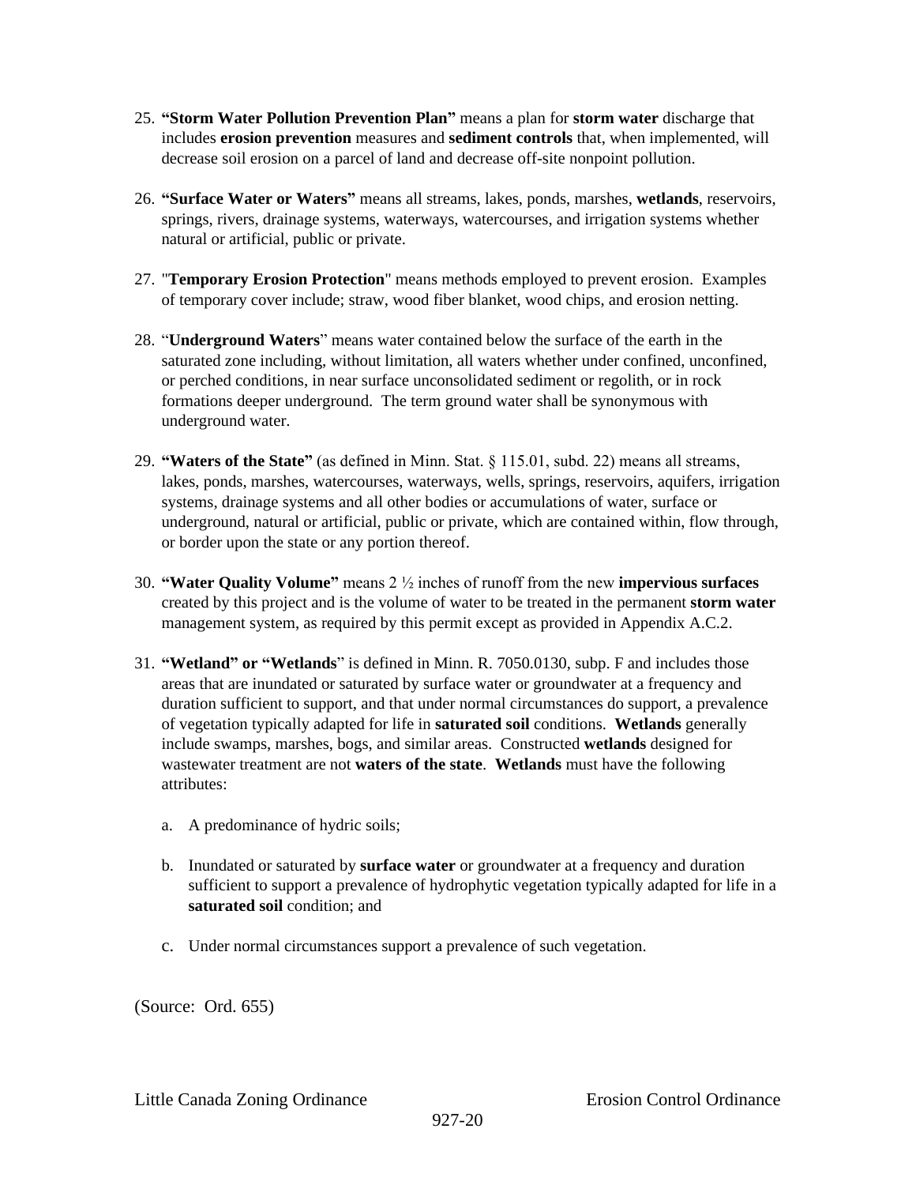25. **"Storm Water Pollution Prevention Plan"** means a plan for **storm water** discharge that includes **erosion prevention** measures and **sediment controls** that, when implemented, will decrease soil erosion on a parcel of land and decrease off-site nonpoint pollution.

26. **"Surface Water or Waters"** means all streams, lakes, ponds, marshes, **wetlands**, reservoirs, springs, rivers, drainage systems, waterways, watercourses, and irrigation systems whether natural or artificial, public or private.

27. "**Temporary Erosion Protection**" means methods employed to prevent erosion. Examples of temporary cover include; straw, wood fiber blanket, wood chips, and erosion netting.

28. "**Underground Waters**" means water contained below the surface of the earth in the saturated zone including, without limitation, all waters whether under confined, unconfined, or perched conditions, in near surface unconsolidated sediment or regolith, or in rock formations deeper underground. The term ground water shall be synonymous with underground water.

29. **"Waters of the State"** (as defined in Minn. Stat. § 115.01, subd. 22) means all streams, lakes, ponds, marshes, watercourses, waterways, wells, springs, reservoirs, aquifers, irrigation systems, drainage systems and all other bodies or accumulations of water, surface or underground, natural or artificial, public or private, which are contained within, flow through, or border upon the state or any portion thereof.

30. **"Water Quality Volume"** means 2 ½ inches of runoff from the new **impervious surfaces** created by this project and is the volume of water to be treated in the permanent **storm water** management system, as required by this permit except as provided in Appendix A.C.2.

31. **"Wetland" or "Wetlands"** is defined in Minn. R. 7050.0130, subp. F and includes those areas that are inundated or saturated by surface water or groundwater at a frequency and duration sufficient to support, and that under normal circumstances do support, a prevalence of vegetation typically adapted for life in **saturated soil** conditions. **Wetlands** generally include swamps, marshes, bogs, and similar areas. Constructed **wetlands** designed for wastewater treatment are not **waters of the state**. **Wetlands** must have the following attributes:

    a. A predominance of hydric soils;

    b. Inundated or saturated by **surface water** or groundwater at a frequency and duration sufficient to support a prevalence of hydrophytic vegetation typically adapted for life in a **saturated soil** condition; and

    c. Under normal circumstances support a prevalence of such vegetation.

(Source: Ord. 655)